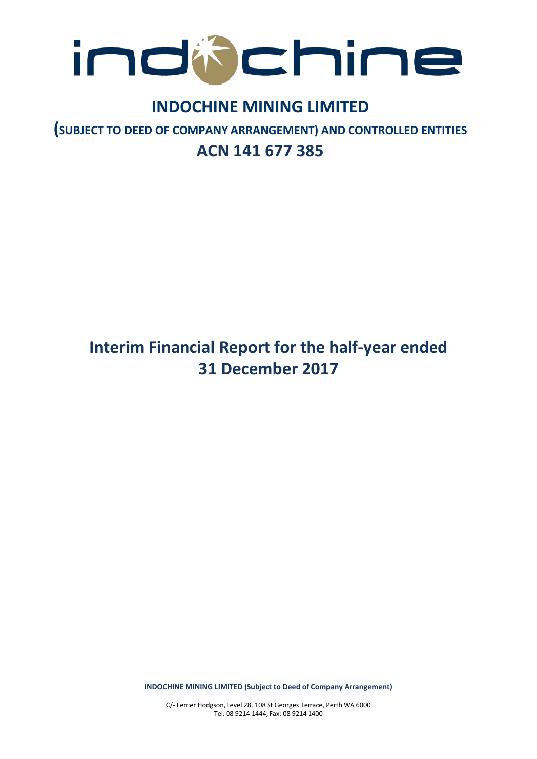# INDOCHINE MINING LIMITED

## (SUBJECT TO DEED OF COMPANY ARRANGEMENT) AND CONTROLLED ENTITIES

## ACN 141 677 385

# Interim Financial Report for the half-year ended 31 December 2017

**INDOCHINE MINING LIMITED (Subject to Deed of Company Arrangement)**

C/- Ferrier Hodgson, Level 28, 108 St Georges Terrace, Perth WA 6000
Tel. 08 9214 1444, Fax: 08 9214 1400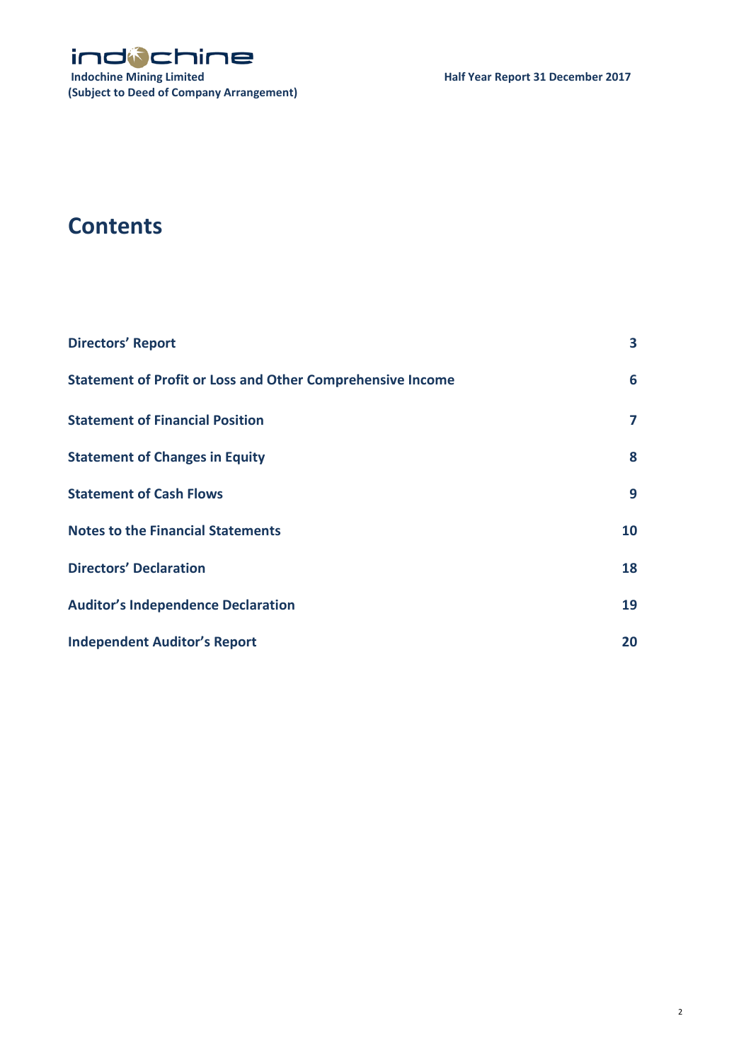# Contents

| | |
|---|---|
| **Directors' Report** | **3** |
| **Statement of Profit or Loss and Other Comprehensive Income** | **6** |
| **Statement of Financial Position** | **7** |
| **Statement of Changes in Equity** | **8** |
| **Statement of Cash Flows** | **9** |
| **Notes to the Financial Statements** | **10** |
| **Directors' Declaration** | **18** |
| **Auditor's Independence Declaration** | **19** |
| **Independent Auditor's Report** | **20** |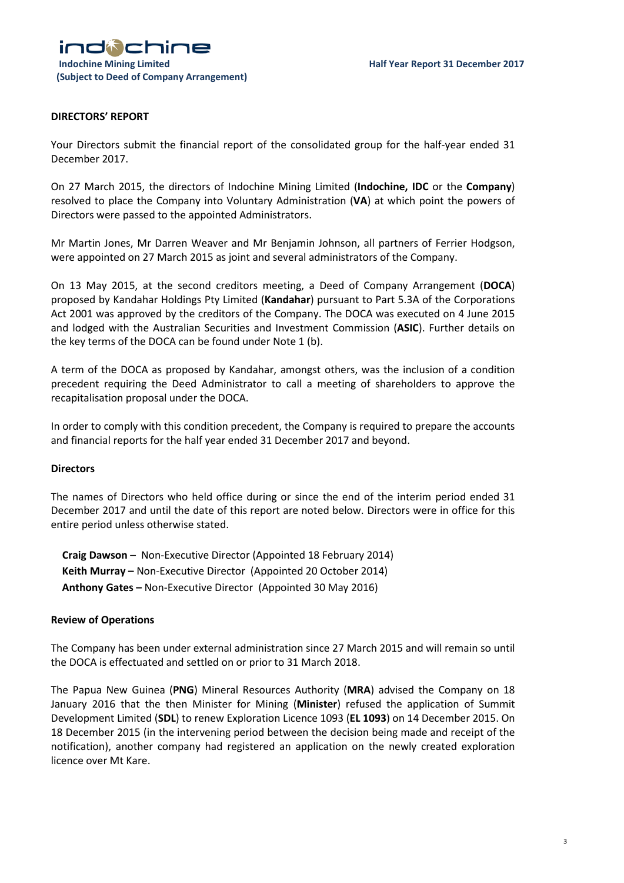## DIRECTORS' REPORT

Your Directors submit the financial report of the consolidated group for the half-year ended 31 December 2017.

On 27 March 2015, the directors of Indochine Mining Limited (**Indochine, IDC** or the **Company**) resolved to place the Company into Voluntary Administration (**VA**) at which point the powers of Directors were passed to the appointed Administrators.

Mr Martin Jones, Mr Darren Weaver and Mr Benjamin Johnson, all partners of Ferrier Hodgson, were appointed on 27 March 2015 as joint and several administrators of the Company.

On 13 May 2015, at the second creditors meeting, a Deed of Company Arrangement (**DOCA**) proposed by Kandahar Holdings Pty Limited (**Kandahar**) pursuant to Part 5.3A of the Corporations Act 2001 was approved by the creditors of the Company. The DOCA was executed on 4 June 2015 and lodged with the Australian Securities and Investment Commission (**ASIC**). Further details on the key terms of the DOCA can be found under Note 1 (b).

A term of the DOCA as proposed by Kandahar, amongst others, was the inclusion of a condition precedent requiring the Deed Administrator to call a meeting of shareholders to approve the recapitalisation proposal under the DOCA.

In order to comply with this condition precedent, the Company is required to prepare the accounts and financial reports for the half year ended 31 December 2017 and beyond.

### Directors

The names of Directors who held office during or since the end of the interim period ended 31 December 2017 and until the date of this report are noted below. Directors were in office for this entire period unless otherwise stated.

**Craig Dawson** – Non-Executive Director (Appointed 18 February 2014)
**Keith Murray –** Non-Executive Director (Appointed 20 October 2014)
**Anthony Gates –** Non-Executive Director (Appointed 30 May 2016)

### Review of Operations

The Company has been under external administration since 27 March 2015 and will remain so until the DOCA is effectuated and settled on or prior to 31 March 2018.

The Papua New Guinea (**PNG**) Mineral Resources Authority (**MRA**) advised the Company on 18 January 2016 that the then Minister for Mining (**Minister**) refused the application of Summit Development Limited (**SDL**) to renew Exploration Licence 1093 (**EL 1093**) on 14 December 2015. On 18 December 2015 (in the intervening period between the decision being made and receipt of the notification), another company had registered an application on the newly created exploration licence over Mt Kare.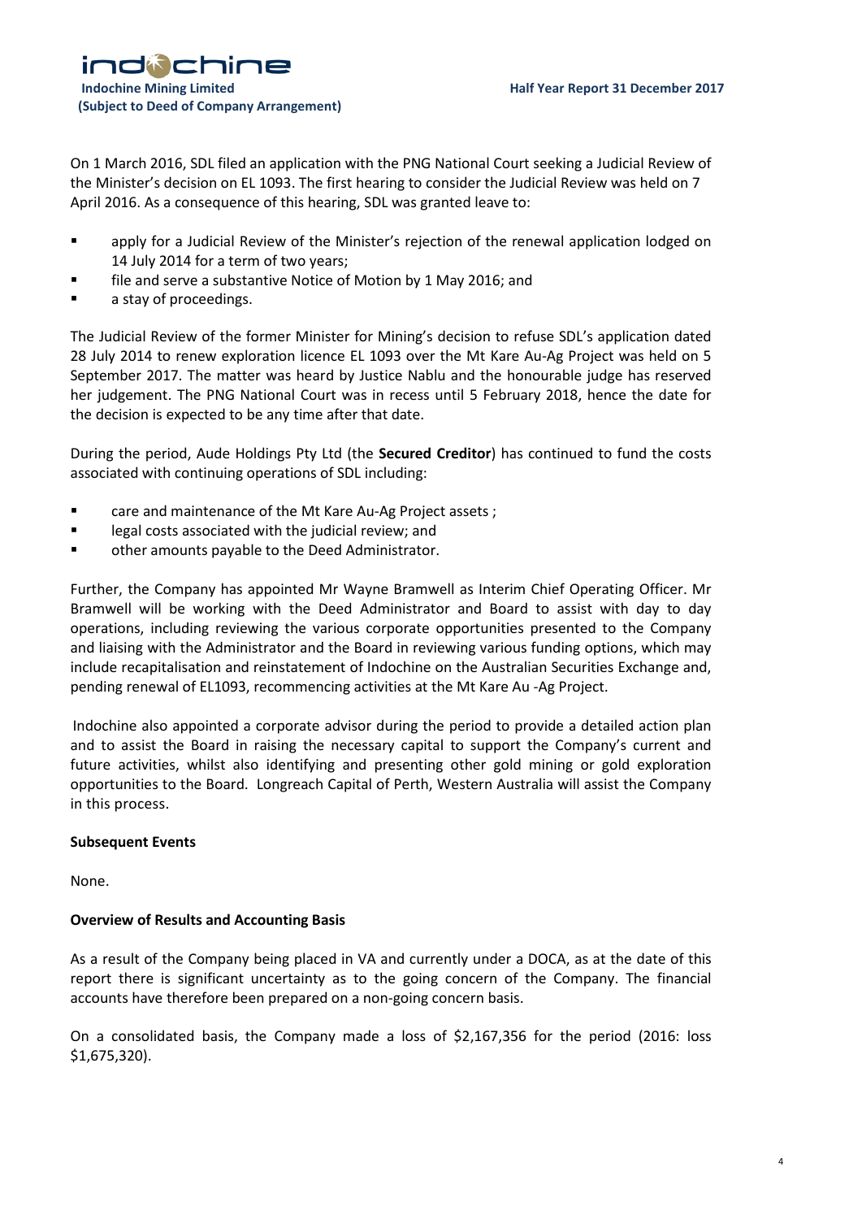On 1 March 2016, SDL filed an application with the PNG National Court seeking a Judicial Review of the Minister's decision on EL 1093. The first hearing to consider the Judicial Review was held on 7 April 2016. As a consequence of this hearing, SDL was granted leave to:

- apply for a Judicial Review of the Minister's rejection of the renewal application lodged on 14 July 2014 for a term of two years;
- file and serve a substantive Notice of Motion by 1 May 2016; and
- a stay of proceedings.

The Judicial Review of the former Minister for Mining's decision to refuse SDL's application dated 28 July 2014 to renew exploration licence EL 1093 over the Mt Kare Au-Ag Project was held on 5 September 2017. The matter was heard by Justice Nablu and the honourable judge has reserved her judgement. The PNG National Court was in recess until 5 February 2018, hence the date for the decision is expected to be any time after that date.

During the period, Aude Holdings Pty Ltd (the **Secured Creditor**) has continued to fund the costs associated with continuing operations of SDL including:

- care and maintenance of the Mt Kare Au-Ag Project assets ;
- legal costs associated with the judicial review; and
- other amounts payable to the Deed Administrator.

Further, the Company has appointed Mr Wayne Bramwell as Interim Chief Operating Officer. Mr Bramwell will be working with the Deed Administrator and Board to assist with day to day operations, including reviewing the various corporate opportunities presented to the Company and liaising with the Administrator and the Board in reviewing various funding options, which may include recapitalisation and reinstatement of Indochine on the Australian Securities Exchange and, pending renewal of EL1093, recommencing activities at the Mt Kare Au -Ag Project.

Indochine also appointed a corporate advisor during the period to provide a detailed action plan and to assist the Board in raising the necessary capital to support the Company's current and future activities, whilst also identifying and presenting other gold mining or gold exploration opportunities to the Board. Longreach Capital of Perth, Western Australia will assist the Company in this process.

**Subsequent Events**

None.

**Overview of Results and Accounting Basis**

As a result of the Company being placed in VA and currently under a DOCA, as at the date of this report there is significant uncertainty as to the going concern of the Company. The financial accounts have therefore been prepared on a non-going concern basis.

On a consolidated basis, the Company made a loss of $2,167,356 for the period (2016: loss $1,675,320).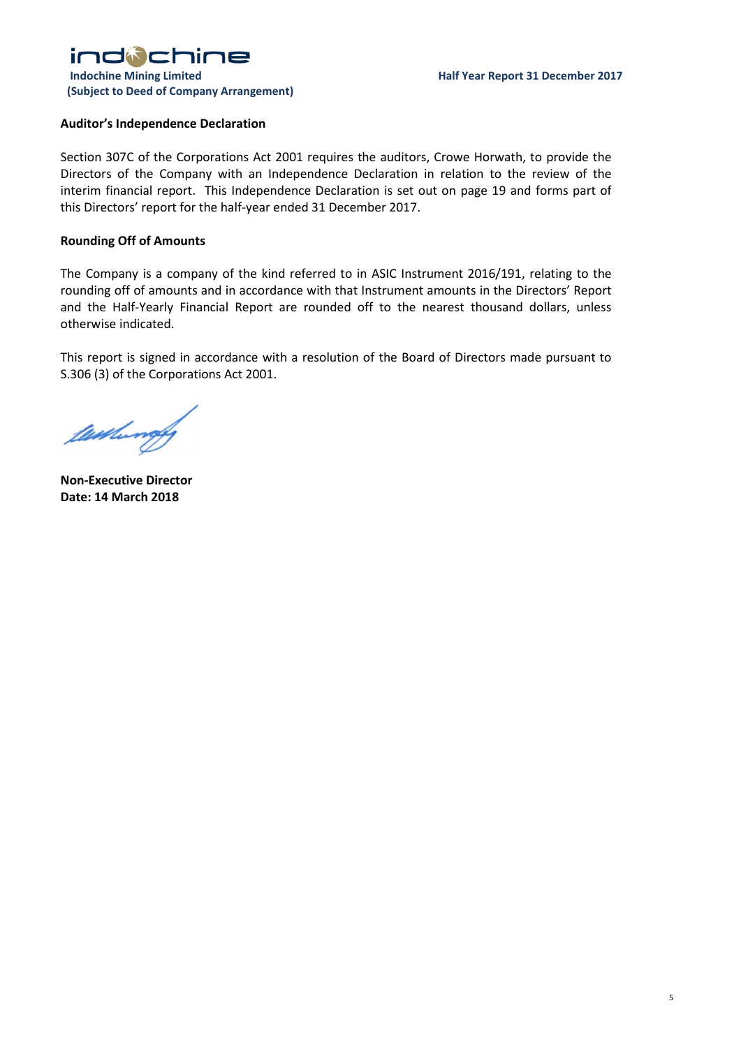**Auditor's Independence Declaration**

Section 307C of the Corporations Act 2001 requires the auditors, Crowe Horwath, to provide the Directors of the Company with an Independence Declaration in relation to the review of the interim financial report. This Independence Declaration is set out on page 19 and forms part of this Directors' report for the half-year ended 31 December 2017.

**Rounding Off of Amounts**

The Company is a company of the kind referred to in ASIC Instrument 2016/191, relating to the rounding off of amounts and in accordance with that Instrument amounts in the Directors' Report and the Half-Yearly Financial Report are rounded off to the nearest thousand dollars, unless otherwise indicated.

This report is signed in accordance with a resolution of the Board of Directors made pursuant to S.306 (3) of the Corporations Act 2001.

**Non-Executive Director**
**Date: 14 March 2018**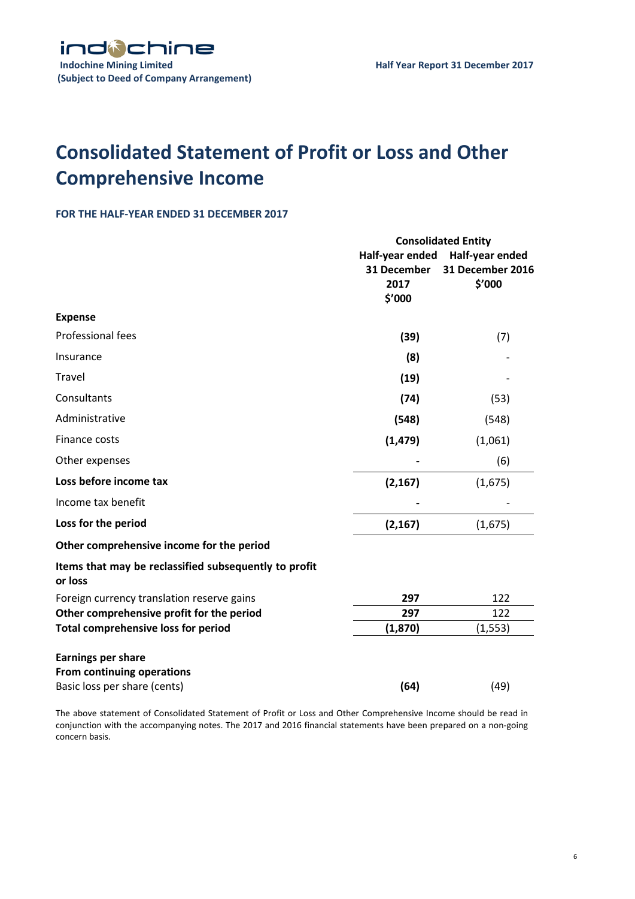# Consolidated Statement of Profit or Loss and Other Comprehensive Income

**FOR THE HALF-YEAR ENDED 31 DECEMBER 2017**

| | Consolidated Entity | |
|---|---|---|
| | **Half-year ended 31 December 2017 $'000** | **Half-year ended 31 December 2016 $'000** |
| **Expense** | | |
| Professional fees | **(39)** | (7) |
| Insurance | **(8)** | - |
| Travel | **(19)** | - |
| Consultants | **(74)** | (53) |
| Administrative | **(548)** | (548) |
| Finance costs | **(1,479)** | (1,061) |
| Other expenses | **-** | (6) |
| **Loss before income tax** | **(2,167)** | (1,675) |
| Income tax benefit | **-** | - |
| **Loss for the period** | **(2,167)** | (1,675) |
| **Other comprehensive income for the period** | | |
| **Items that may be reclassified subsequently to profit or loss** | | |
| Foreign currency translation reserve gains | **297** | 122 |
| **Other comprehensive profit for the period** | **297** | 122 |
| **Total comprehensive loss for period** | **(1,870)** | (1,553) |
| | | |
| **Earnings per share** | | |
| **From continuing operations** | | |
| Basic loss per share (cents) | **(64)** | (49) |

The above statement of Consolidated Statement of Profit or Loss and Other Comprehensive Income should be read in conjunction with the accompanying notes. The 2017 and 2016 financial statements have been prepared on a non-going concern basis.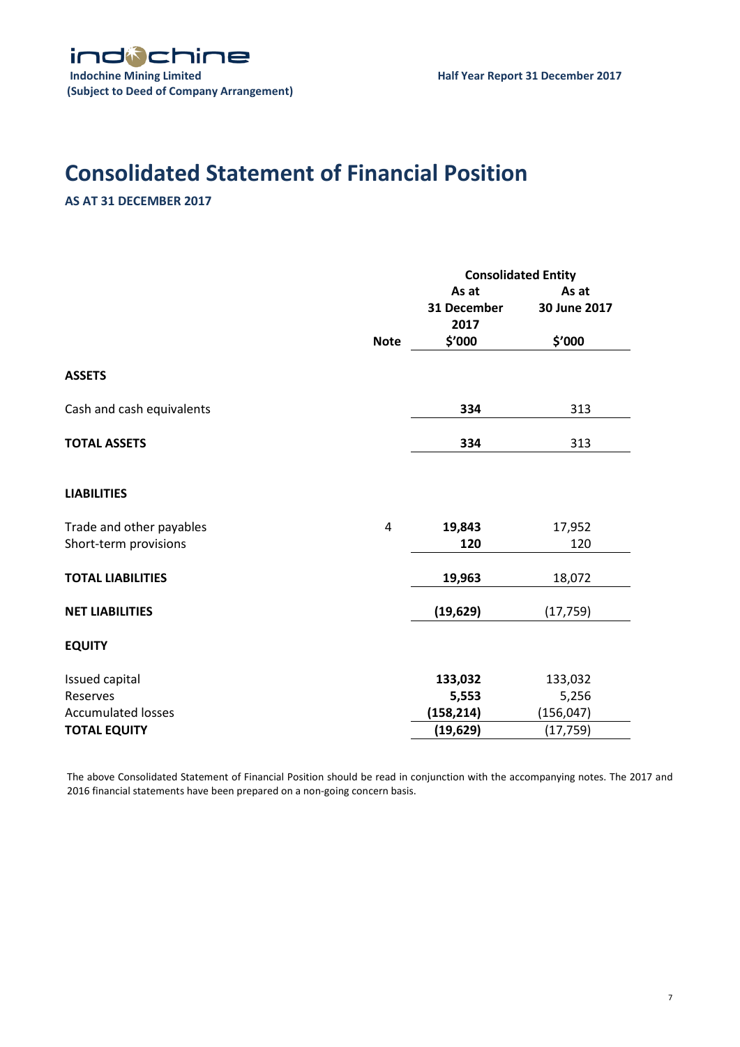# Consolidated Statement of Financial Position

**AS AT 31 DECEMBER 2017**

| | Note | Consolidated Entity | |
|---|---|---|---|
| | | **As at 31 December 2017** | **As at 30 June 2017** |
| | | **$'000** | **$'000** |
| **ASSETS** | | | |
| Cash and cash equivalents | | **334** | 313 |
| **TOTAL ASSETS** | | **334** | 313 |
| **LIABILITIES** | | | |
| Trade and other payables | 4 | **19,843** | 17,952 |
| Short-term provisions | | **120** | 120 |
| **TOTAL LIABILITIES** | | **19,963** | 18,072 |
| **NET LIABILITIES** | | **(19,629)** | (17,759) |
| **EQUITY** | | | |
| Issued capital | | **133,032** | 133,032 |
| Reserves | | **5,553** | 5,256 |
| Accumulated losses | | **(158,214)** | (156,047) |
| **TOTAL EQUITY** | | **(19,629)** | (17,759) |

The above Consolidated Statement of Financial Position should be read in conjunction with the accompanying notes. The 2017 and 2016 financial statements have been prepared on a non-going concern basis.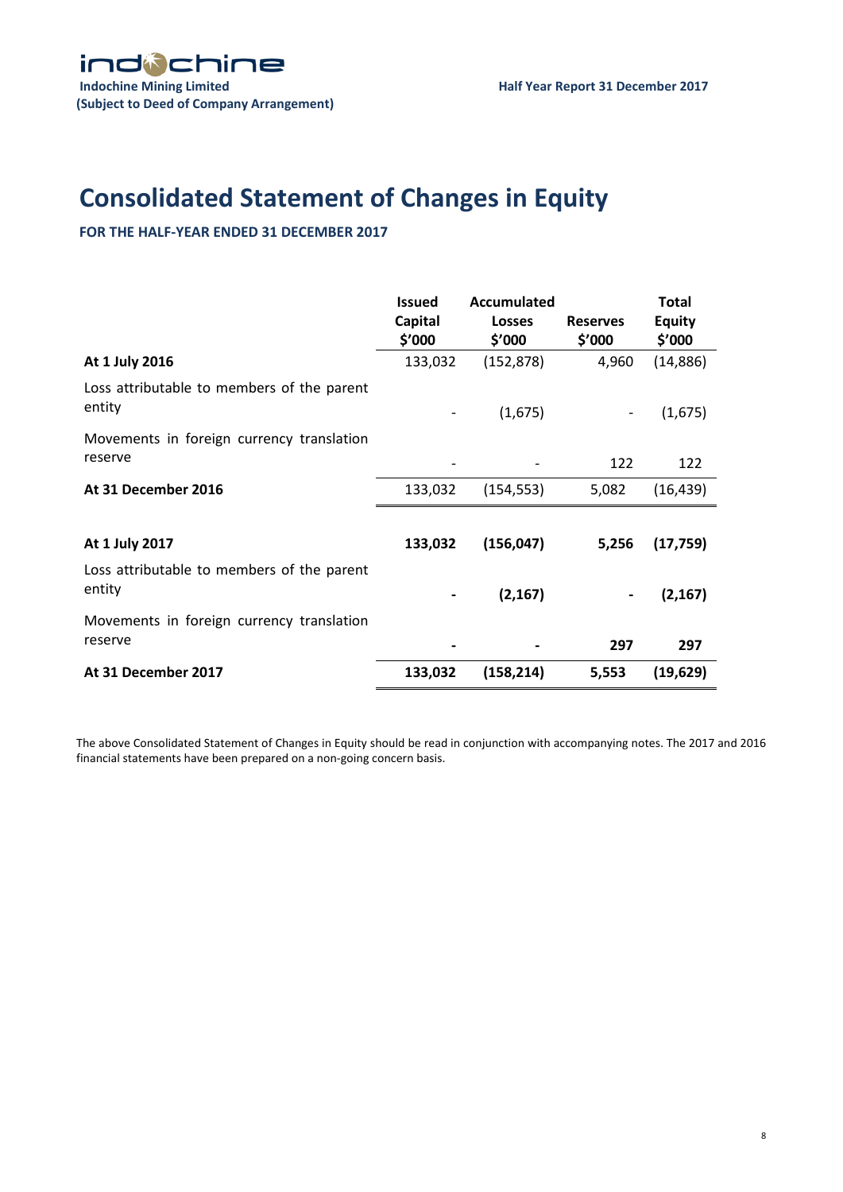# Consolidated Statement of Changes in Equity

**FOR THE HALF-YEAR ENDED 31 DECEMBER 2017**

| | Issued Capital $'000 | Accumulated Losses $'000 | Reserves $'000 | Total Equity $'000 |
|---|---|---|---|---|
| **At 1 July 2016** | 133,032 | (152,878) | 4,960 | (14,886) |
| Loss attributable to members of the parent entity | - | (1,675) | - | (1,675) |
| Movements in foreign currency translation reserve | - | - | 122 | 122 |
| **At 31 December 2016** | 133,032 | (154,553) | 5,082 | (16,439) |
| | | | | |
| **At 1 July 2017** | **133,032** | **(156,047)** | **5,256** | **(17,759)** |
| Loss attributable to members of the parent entity | **-** | **(2,167)** | **-** | **(2,167)** |
| Movements in foreign currency translation reserve | **-** | **-** | **297** | **297** |
| **At 31 December 2017** | **133,032** | **(158,214)** | **5,553** | **(19,629)** |

The above Consolidated Statement of Changes in Equity should be read in conjunction with accompanying notes. The 2017 and 2016 financial statements have been prepared on a non-going concern basis.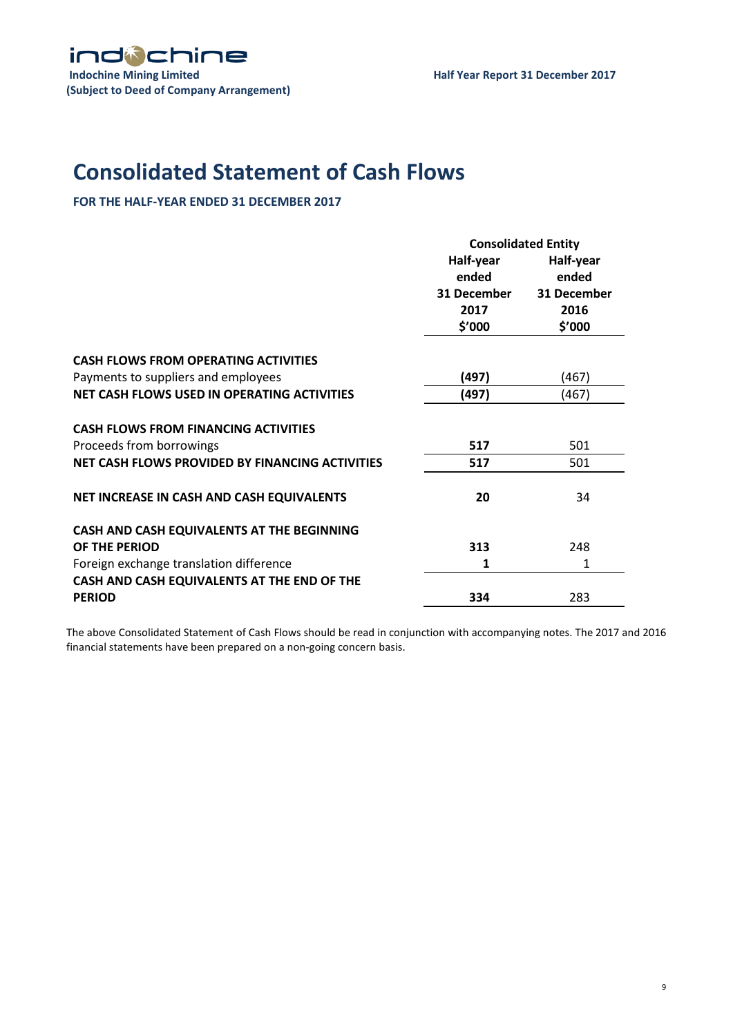# Consolidated Statement of Cash Flows

**FOR THE HALF-YEAR ENDED 31 DECEMBER 2017**

| | Consolidated Entity | |
|---|---|---|
| | **Half-year ended 31 December 2017 $'000** | **Half-year ended 31 December 2016 $'000** |
| **CASH FLOWS FROM OPERATING ACTIVITIES** | | |
| Payments to suppliers and employees | **(497)** | (467) |
| **NET CASH FLOWS USED IN OPERATING ACTIVITIES** | **(497)** | (467) |
| **CASH FLOWS FROM FINANCING ACTIVITIES** | | |
| Proceeds from borrowings | **517** | 501 |
| **NET CASH FLOWS PROVIDED BY FINANCING ACTIVITIES** | **517** | 501 |
| **NET INCREASE IN CASH AND CASH EQUIVALENTS** | **20** | 34 |
| **CASH AND CASH EQUIVALENTS AT THE BEGINNING OF THE PERIOD** | **313** | 248 |
| Foreign exchange translation difference | **1** | 1 |
| **CASH AND CASH EQUIVALENTS AT THE END OF THE PERIOD** | **334** | 283 |

The above Consolidated Statement of Cash Flows should be read in conjunction with accompanying notes. The 2017 and 2016 financial statements have been prepared on a non-going concern basis.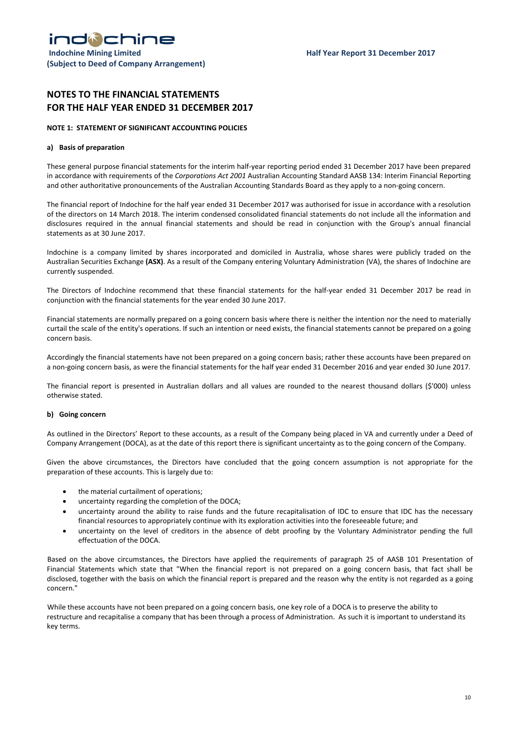# NOTES TO THE FINANCIAL STATEMENTS FOR THE HALF YEAR ENDED 31 DECEMBER 2017

## NOTE 1: STATEMENT OF SIGNIFICANT ACCOUNTING POLICIES

### a) Basis of preparation

These general purpose financial statements for the interim half-year reporting period ended 31 December 2017 have been prepared in accordance with requirements of the *Corporations Act 2001* Australian Accounting Standard AASB 134: Interim Financial Reporting and other authoritative pronouncements of the Australian Accounting Standards Board as they apply to a non-going concern.

The financial report of Indochine for the half year ended 31 December 2017 was authorised for issue in accordance with a resolution of the directors on 14 March 2018. The interim condensed consolidated financial statements do not include all the information and disclosures required in the annual financial statements and should be read in conjunction with the Group's annual financial statements as at 30 June 2017.

Indochine is a company limited by shares incorporated and domiciled in Australia, whose shares were publicly traded on the Australian Securities Exchange **(ASX)**. As a result of the Company entering Voluntary Administration (VA), the shares of Indochine are currently suspended.

The Directors of Indochine recommend that these financial statements for the half-year ended 31 December 2017 be read in conjunction with the financial statements for the year ended 30 June 2017.

Financial statements are normally prepared on a going concern basis where there is neither the intention nor the need to materially curtail the scale of the entity's operations. If such an intention or need exists, the financial statements cannot be prepared on a going concern basis.

Accordingly the financial statements have not been prepared on a going concern basis; rather these accounts have been prepared on a non-going concern basis, as were the financial statements for the half year ended 31 December 2016 and year ended 30 June 2017.

The financial report is presented in Australian dollars and all values are rounded to the nearest thousand dollars ($'000) unless otherwise stated.

### b) Going concern

As outlined in the Directors' Report to these accounts, as a result of the Company being placed in VA and currently under a Deed of Company Arrangement (DOCA), as at the date of this report there is significant uncertainty as to the going concern of the Company.

Given the above circumstances, the Directors have concluded that the going concern assumption is not appropriate for the preparation of these accounts. This is largely due to:

- the material curtailment of operations;
- uncertainty regarding the completion of the DOCA;
- uncertainty around the ability to raise funds and the future recapitalisation of IDC to ensure that IDC has the necessary financial resources to appropriately continue with its exploration activities into the foreseeable future; and
- uncertainty on the level of creditors in the absence of debt proofing by the Voluntary Administrator pending the full effectuation of the DOCA.

Based on the above circumstances, the Directors have applied the requirements of paragraph 25 of AASB 101 Presentation of Financial Statements which state that "When the financial report is not prepared on a going concern basis, that fact shall be disclosed, together with the basis on which the financial report is prepared and the reason why the entity is not regarded as a going concern."

While these accounts have not been prepared on a going concern basis, one key role of a DOCA is to preserve the ability to restructure and recapitalise a company that has been through a process of Administration. As such it is important to understand its key terms.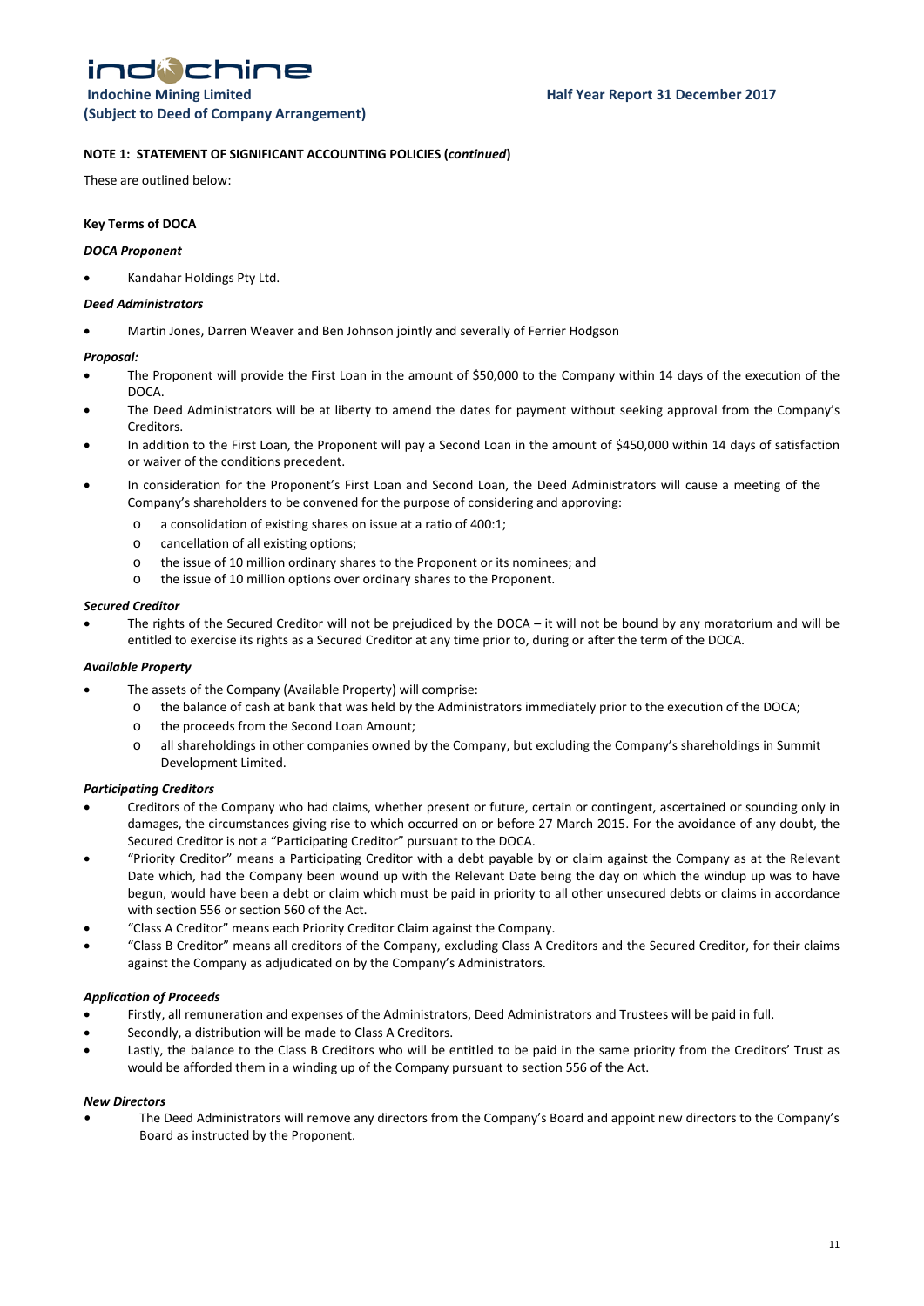## NOTE 1: STATEMENT OF SIGNIFICANT ACCOUNTING POLICIES (*continued*)

These are outlined below:

**Key Terms of DOCA**

***DOCA Proponent***

- Kandahar Holdings Pty Ltd.

***Deed Administrators***

- Martin Jones, Darren Weaver and Ben Johnson jointly and severally of Ferrier Hodgson

***Proposal:***

- The Proponent will provide the First Loan in the amount of $50,000 to the Company within 14 days of the execution of the DOCA.
- The Deed Administrators will be at liberty to amend the dates for payment without seeking approval from the Company's Creditors.
- In addition to the First Loan, the Proponent will pay a Second Loan in the amount of $450,000 within 14 days of satisfaction or waiver of the conditions precedent.
- In consideration for the Proponent's First Loan and Second Loan, the Deed Administrators will cause a meeting of the Company's shareholders to be convened for the purpose of considering and approving:
    - a consolidation of existing shares on issue at a ratio of 400:1;
    - cancellation of all existing options;
    - the issue of 10 million ordinary shares to the Proponent or its nominees; and
    - the issue of 10 million options over ordinary shares to the Proponent.

***Secured Creditor***

- The rights of the Secured Creditor will not be prejudiced by the DOCA – it will not be bound by any moratorium and will be entitled to exercise its rights as a Secured Creditor at any time prior to, during or after the term of the DOCA.

***Available Property***

- The assets of the Company (Available Property) will comprise:
    - the balance of cash at bank that was held by the Administrators immediately prior to the execution of the DOCA;
    - the proceeds from the Second Loan Amount;
    - all shareholdings in other companies owned by the Company, but excluding the Company's shareholdings in Summit Development Limited.

***Participating Creditors***

- Creditors of the Company who had claims, whether present or future, certain or contingent, ascertained or sounding only in damages, the circumstances giving rise to which occurred on or before 27 March 2015. For the avoidance of any doubt, the Secured Creditor is not a "Participating Creditor" pursuant to the DOCA.
- "Priority Creditor" means a Participating Creditor with a debt payable by or claim against the Company as at the Relevant Date which, had the Company been wound up with the Relevant Date being the day on which the windup up was to have begun, would have been a debt or claim which must be paid in priority to all other unsecured debts or claims in accordance with section 556 or section 560 of the Act.
- "Class A Creditor" means each Priority Creditor Claim against the Company.
- "Class B Creditor" means all creditors of the Company, excluding Class A Creditors and the Secured Creditor, for their claims against the Company as adjudicated on by the Company's Administrators.

***Application of Proceeds***

- Firstly, all remuneration and expenses of the Administrators, Deed Administrators and Trustees will be paid in full.
- Secondly, a distribution will be made to Class A Creditors.
- Lastly, the balance to the Class B Creditors who will be entitled to be paid in the same priority from the Creditors' Trust as would be afforded them in a winding up of the Company pursuant to section 556 of the Act.

***New Directors***

- The Deed Administrators will remove any directors from the Company's Board and appoint new directors to the Company's Board as instructed by the Proponent.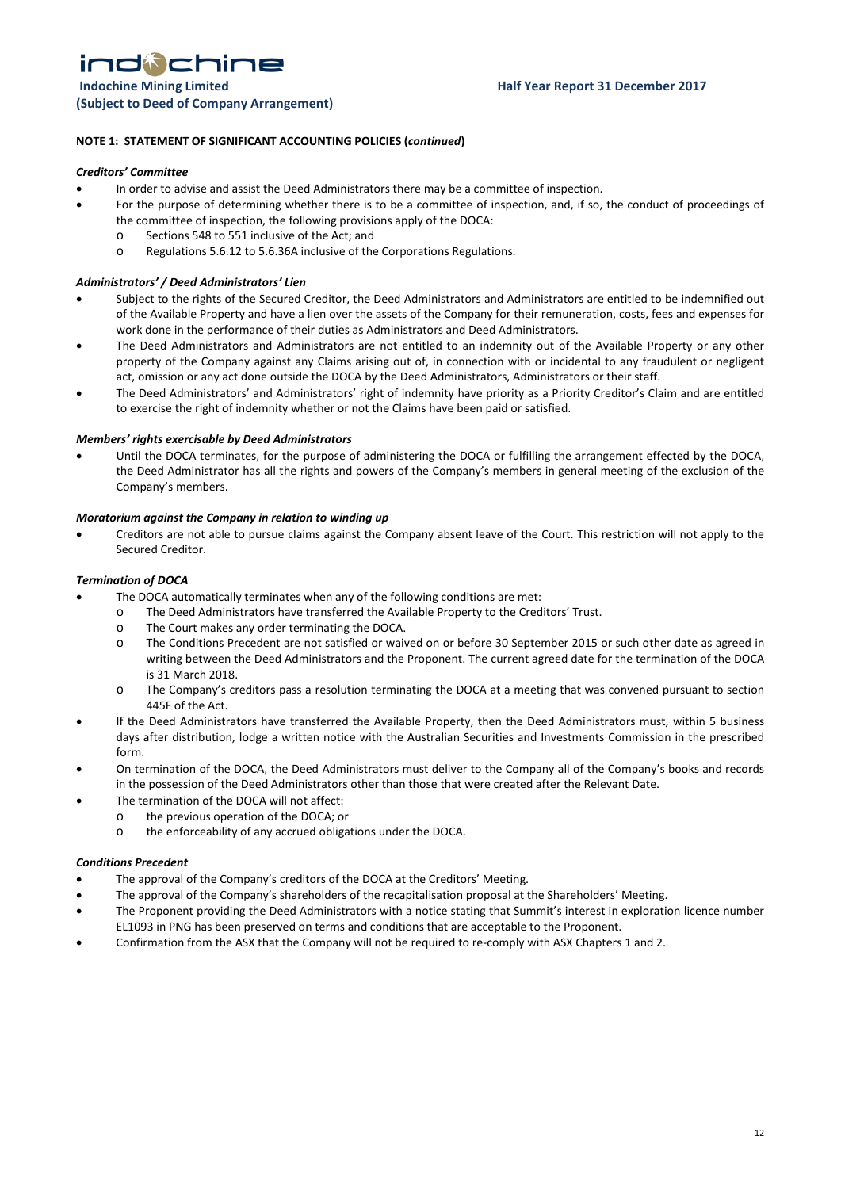**NOTE 1: STATEMENT OF SIGNIFICANT ACCOUNTING POLICIES (*continued*)**

***Creditors' Committee***

- In order to advise and assist the Deed Administrators there may be a committee of inspection.
- For the purpose of determining whether there is to be a committee of inspection, and, if so, the conduct of proceedings of the committee of inspection, the following provisions apply of the DOCA:
  - Sections 548 to 551 inclusive of the Act; and
  - Regulations 5.6.12 to 5.6.36A inclusive of the Corporations Regulations.

***Administrators' / Deed Administrators' Lien***

- Subject to the rights of the Secured Creditor, the Deed Administrators and Administrators are entitled to be indemnified out of the Available Property and have a lien over the assets of the Company for their remuneration, costs, fees and expenses for work done in the performance of their duties as Administrators and Deed Administrators.
- The Deed Administrators and Administrators are not entitled to an indemnity out of the Available Property or any other property of the Company against any Claims arising out of, in connection with or incidental to any fraudulent or negligent act, omission or any act done outside the DOCA by the Deed Administrators, Administrators or their staff.
- The Deed Administrators' and Administrators' right of indemnity have priority as a Priority Creditor's Claim and are entitled to exercise the right of indemnity whether or not the Claims have been paid or satisfied.

***Members' rights exercisable by Deed Administrators***

- Until the DOCA terminates, for the purpose of administering the DOCA or fulfilling the arrangement effected by the DOCA, the Deed Administrator has all the rights and powers of the Company's members in general meeting of the exclusion of the Company's members.

***Moratorium against the Company in relation to winding up***

- Creditors are not able to pursue claims against the Company absent leave of the Court. This restriction will not apply to the Secured Creditor.

***Termination of DOCA***

- The DOCA automatically terminates when any of the following conditions are met:
  - The Deed Administrators have transferred the Available Property to the Creditors' Trust.
  - The Court makes any order terminating the DOCA.
  - The Conditions Precedent are not satisfied or waived on or before 30 September 2015 or such other date as agreed in writing between the Deed Administrators and the Proponent. The current agreed date for the termination of the DOCA is 31 March 2018.
  - The Company's creditors pass a resolution terminating the DOCA at a meeting that was convened pursuant to section 445F of the Act.
- If the Deed Administrators have transferred the Available Property, then the Deed Administrators must, within 5 business days after distribution, lodge a written notice with the Australian Securities and Investments Commission in the prescribed form.
- On termination of the DOCA, the Deed Administrators must deliver to the Company all of the Company's books and records in the possession of the Deed Administrators other than those that were created after the Relevant Date.
- The termination of the DOCA will not affect:
  - the previous operation of the DOCA; or
  - the enforceability of any accrued obligations under the DOCA.

***Conditions Precedent***

- The approval of the Company's creditors of the DOCA at the Creditors' Meeting.
- The approval of the Company's shareholders of the recapitalisation proposal at the Shareholders' Meeting.
- The Proponent providing the Deed Administrators with a notice stating that Summit's interest in exploration licence number EL1093 in PNG has been preserved on terms and conditions that are acceptable to the Proponent.
- Confirmation from the ASX that the Company will not be required to re-comply with ASX Chapters 1 and 2.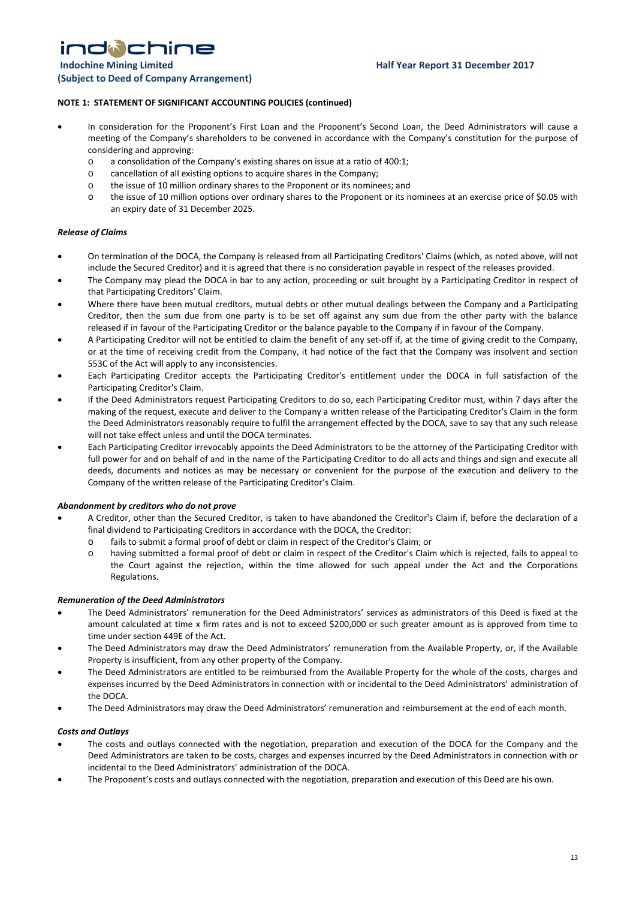**NOTE 1: STATEMENT OF SIGNIFICANT ACCOUNTING POLICIES (continued)**

- In consideration for the Proponent's First Loan and the Proponent's Second Loan, the Deed Administrators will cause a meeting of the Company's shareholders to be convened in accordance with the Company's constitution for the purpose of considering and approving:
  - a consolidation of the Company's existing shares on issue at a ratio of 400:1;
  - cancellation of all existing options to acquire shares in the Company;
  - the issue of 10 million ordinary shares to the Proponent or its nominees; and
  - the issue of 10 million options over ordinary shares to the Proponent or its nominees at an exercise price of $0.05 with an expiry date of 31 December 2025.

***Release of Claims***

- On termination of the DOCA, the Company is released from all Participating Creditors' Claims (which, as noted above, will not include the Secured Creditor) and it is agreed that there is no consideration payable in respect of the releases provided.
- The Company may plead the DOCA in bar to any action, proceeding or suit brought by a Participating Creditor in respect of that Participating Creditors' Claim.
- Where there have been mutual creditors, mutual debts or other mutual dealings between the Company and a Participating Creditor, then the sum due from one party is to be set off against any sum due from the other party with the balance released if in favour of the Participating Creditor or the balance payable to the Company if in favour of the Company.
- A Participating Creditor will not be entitled to claim the benefit of any set-off if, at the time of giving credit to the Company, or at the time of receiving credit from the Company, it had notice of the fact that the Company was insolvent and section 553C of the Act will apply to any inconsistencies.
- Each Participating Creditor accepts the Participating Creditor's entitlement under the DOCA in full satisfaction of the Participating Creditor's Claim.
- If the Deed Administrators request Participating Creditors to do so, each Participating Creditor must, within 7 days after the making of the request, execute and deliver to the Company a written release of the Participating Creditor's Claim in the form the Deed Administrators reasonably require to fulfil the arrangement effected by the DOCA, save to say that any such release will not take effect unless and until the DOCA terminates.
- Each Participating Creditor irrevocably appoints the Deed Administrators to be the attorney of the Participating Creditor with full power for and on behalf of and in the name of the Participating Creditor to do all acts and things and sign and execute all deeds, documents and notices as may be necessary or convenient for the purpose of the execution and delivery to the Company of the written release of the Participating Creditor's Claim.

***Abandonment by creditors who do not prove***

- A Creditor, other than the Secured Creditor, is taken to have abandoned the Creditor's Claim if, before the declaration of a final dividend to Participating Creditors in accordance with the DOCA, the Creditor:
  - fails to submit a formal proof of debt or claim in respect of the Creditor's Claim; or
  - having submitted a formal proof of debt or claim in respect of the Creditor's Claim which is rejected, fails to appeal to the Court against the rejection, within the time allowed for such appeal under the Act and the Corporations Regulations.

***Remuneration of the Deed Administrators***

- The Deed Administrators' remuneration for the Deed Administrators' services as administrators of this Deed is fixed at the amount calculated at time x firm rates and is not to exceed $200,000 or such greater amount as is approved from time to time under section 449E of the Act.
- The Deed Administrators may draw the Deed Administrators' remuneration from the Available Property, or, if the Available Property is insufficient, from any other property of the Company.
- The Deed Administrators are entitled to be reimbursed from the Available Property for the whole of the costs, charges and expenses incurred by the Deed Administrators in connection with or incidental to the Deed Administrators' administration of the DOCA.
- The Deed Administrators may draw the Deed Administrators' remuneration and reimbursement at the end of each month.

***Costs and Outlays***

- The costs and outlays connected with the negotiation, preparation and execution of the DOCA for the Company and the Deed Administrators are taken to be costs, charges and expenses incurred by the Deed Administrators in connection with or incidental to the Deed Administrators' administration of the DOCA.
- The Proponent's costs and outlays connected with the negotiation, preparation and execution of this Deed are his own.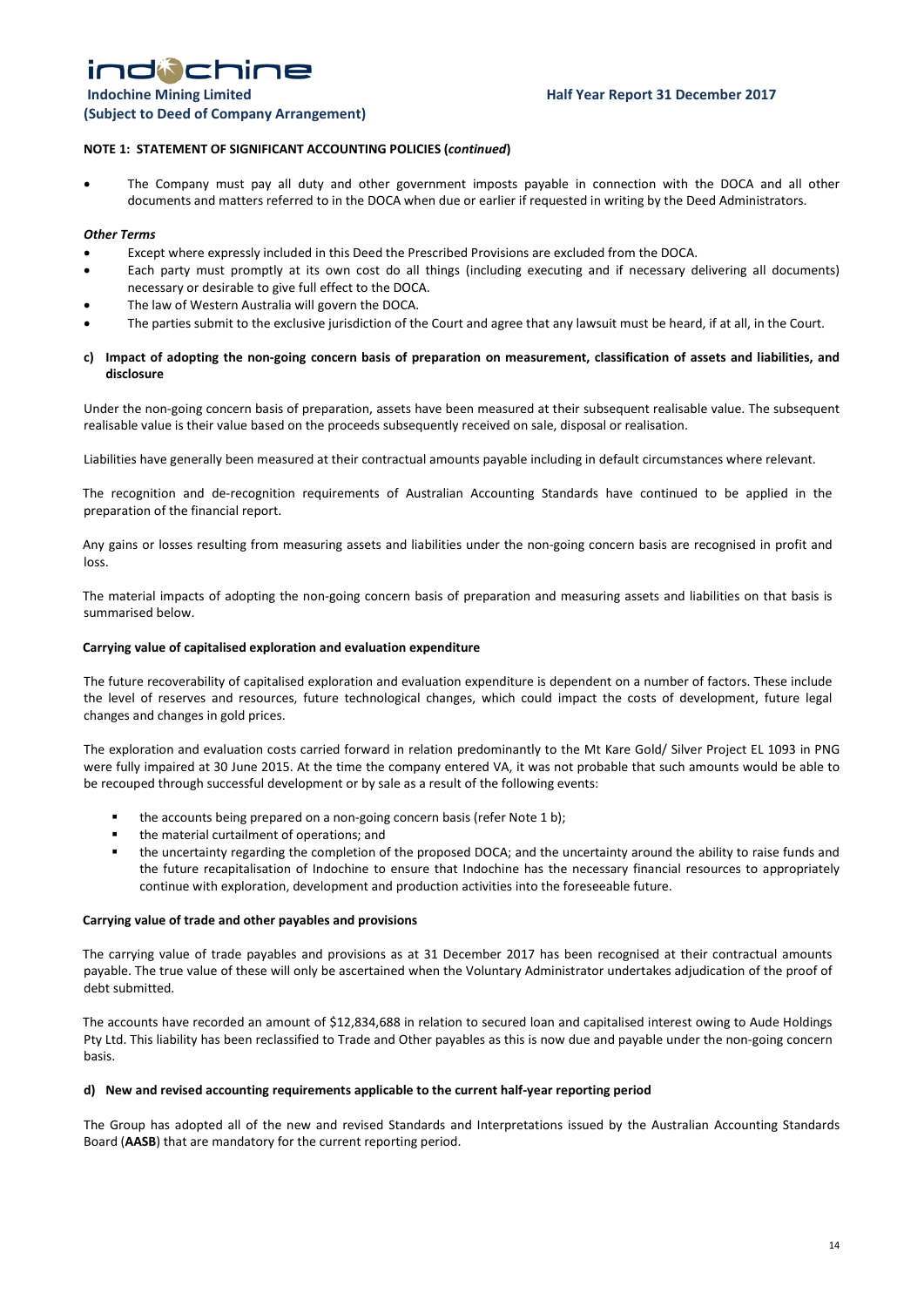**NOTE 1: STATEMENT OF SIGNIFICANT ACCOUNTING POLICIES (*continued*)**

- The Company must pay all duty and other government imposts payable in connection with the DOCA and all other documents and matters referred to in the DOCA when due or earlier if requested in writing by the Deed Administrators.

***Other Terms***

- Except where expressly included in this Deed the Prescribed Provisions are excluded from the DOCA.
- Each party must promptly at its own cost do all things (including executing and if necessary delivering all documents) necessary or desirable to give full effect to the DOCA.
- The law of Western Australia will govern the DOCA.
- The parties submit to the exclusive jurisdiction of the Court and agree that any lawsuit must be heard, if at all, in the Court.

**c) Impact of adopting the non-going concern basis of preparation on measurement, classification of assets and liabilities, and disclosure**

Under the non-going concern basis of preparation, assets have been measured at their subsequent realisable value. The subsequent realisable value is their value based on the proceeds subsequently received on sale, disposal or realisation.

Liabilities have generally been measured at their contractual amounts payable including in default circumstances where relevant.

The recognition and de-recognition requirements of Australian Accounting Standards have continued to be applied in the preparation of the financial report.

Any gains or losses resulting from measuring assets and liabilities under the non-going concern basis are recognised in profit and loss.

The material impacts of adopting the non-going concern basis of preparation and measuring assets and liabilities on that basis is summarised below.

**Carrying value of capitalised exploration and evaluation expenditure**

The future recoverability of capitalised exploration and evaluation expenditure is dependent on a number of factors. These include the level of reserves and resources, future technological changes, which could impact the costs of development, future legal changes and changes in gold prices.

The exploration and evaluation costs carried forward in relation predominantly to the Mt Kare Gold/ Silver Project EL 1093 in PNG were fully impaired at 30 June 2015. At the time the company entered VA, it was not probable that such amounts would be able to be recouped through successful development or by sale as a result of the following events:

- the accounts being prepared on a non-going concern basis (refer Note 1 b);
- the material curtailment of operations; and
- the uncertainty regarding the completion of the proposed DOCA; and the uncertainty around the ability to raise funds and the future recapitalisation of Indochine to ensure that Indochine has the necessary financial resources to appropriately continue with exploration, development and production activities into the foreseeable future.

**Carrying value of trade and other payables and provisions**

The carrying value of trade payables and provisions as at 31 December 2017 has been recognised at their contractual amounts payable. The true value of these will only be ascertained when the Voluntary Administrator undertakes adjudication of the proof of debt submitted.

The accounts have recorded an amount of $12,834,688 in relation to secured loan and capitalised interest owing to Aude Holdings Pty Ltd. This liability has been reclassified to Trade and Other payables as this is now due and payable under the non-going concern basis.

**d) New and revised accounting requirements applicable to the current half-year reporting period**

The Group has adopted all of the new and revised Standards and Interpretations issued by the Australian Accounting Standards Board (**AASB**) that are mandatory for the current reporting period.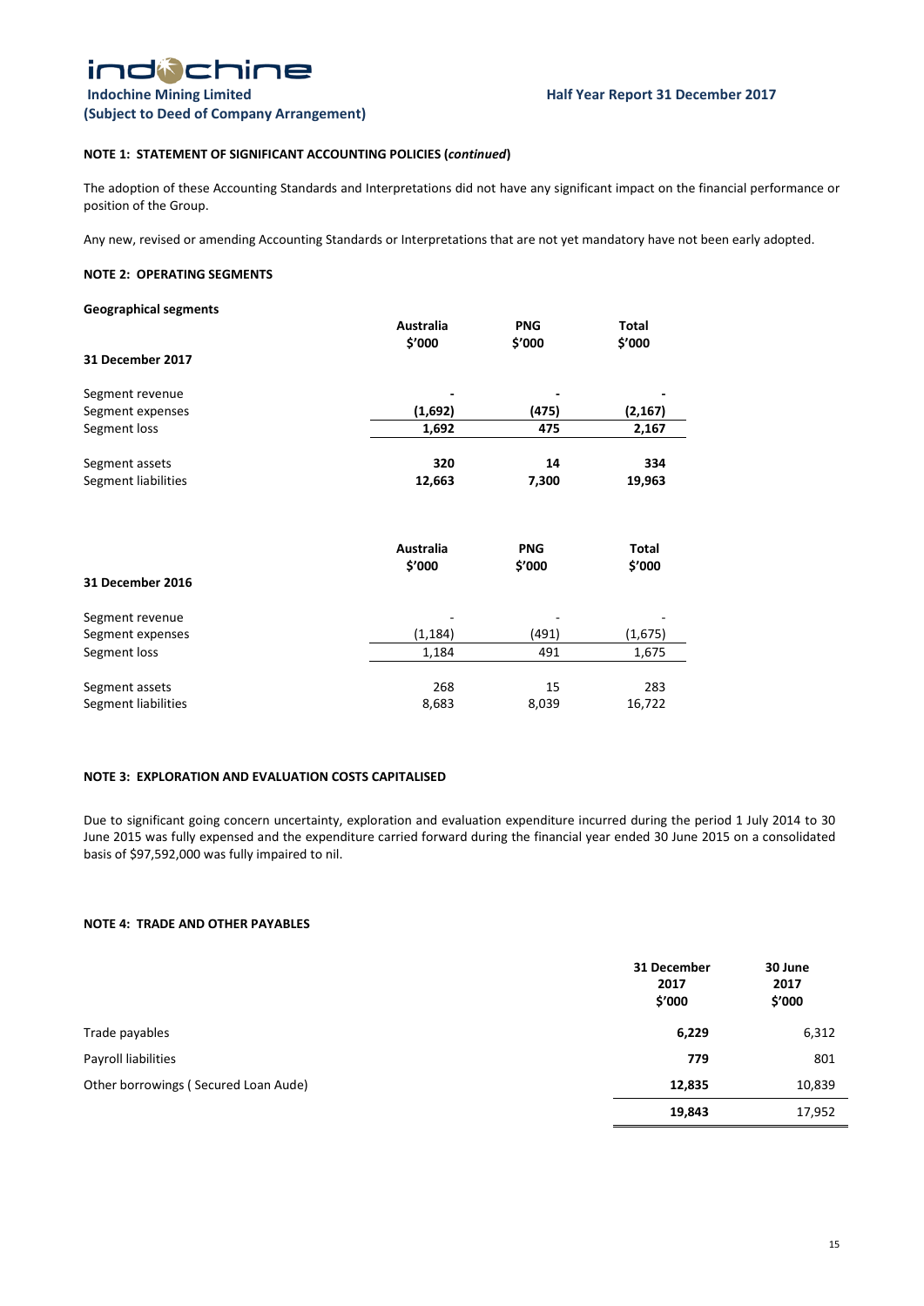### NOTE 1: STATEMENT OF SIGNIFICANT ACCOUNTING POLICIES (*continued*)

The adoption of these Accounting Standards and Interpretations did not have any significant impact on the financial performance or position of the Group.

Any new, revised or amending Accounting Standards or Interpretations that are not yet mandatory have not been early adopted.

### NOTE 2: OPERATING SEGMENTS

**Geographical segments**

| | Australia $'000 | PNG $'000 | Total $'000 |
|---|---|---|---|
| **31 December 2017** | | | |
| Segment revenue | **-** | **-** | **-** |
| Segment expenses | **(1,692)** | **(475)** | **(2,167)** |
| Segment loss | **1,692** | **475** | **2,167** |
| Segment assets | **320** | **14** | **334** |
| Segment liabilities | **12,663** | **7,300** | **19,963** |

| | Australia $'000 | PNG $'000 | Total $'000 |
|---|---|---|---|
| **31 December 2016** | | | |
| Segment revenue | - | - | - |
| Segment expenses | (1,184) | (491) | (1,675) |
| Segment loss | 1,184 | 491 | 1,675 |
| Segment assets | 268 | 15 | 283 |
| Segment liabilities | 8,683 | 8,039 | 16,722 |

### NOTE 3: EXPLORATION AND EVALUATION COSTS CAPITALISED

Due to significant going concern uncertainty, exploration and evaluation expenditure incurred during the period 1 July 2014 to 30 June 2015 was fully expensed and the expenditure carried forward during the financial year ended 30 June 2015 on a consolidated basis of $97,592,000 was fully impaired to nil.

### NOTE 4: TRADE AND OTHER PAYABLES

| | 31 December 2017 $'000 | 30 June 2017 $'000 |
|---|---|---|
| Trade payables | **6,229** | 6,312 |
| Payroll liabilities | **779** | 801 |
| Other borrowings ( Secured Loan Aude) | **12,835** | 10,839 |
| | **19,843** | 17,952 |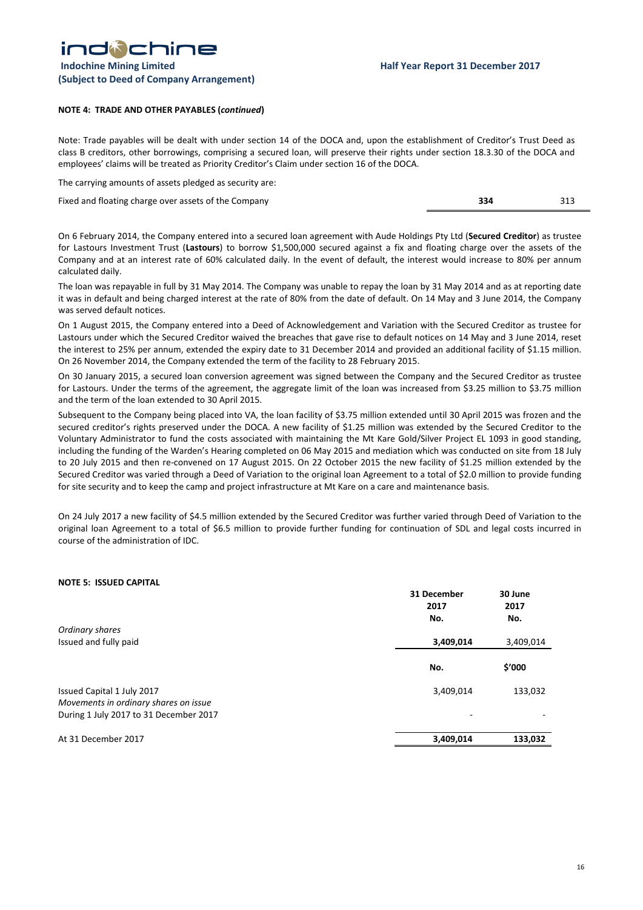#### NOTE 4: TRADE AND OTHER PAYABLES (*continued*)

Note: Trade payables will be dealt with under section 14 of the DOCA and, upon the establishment of Creditor's Trust Deed as class B creditors, other borrowings, comprising a secured loan, will preserve their rights under section 18.3.30 of the DOCA and employees' claims will be treated as Priority Creditor's Claim under section 16 of the DOCA.

The carrying amounts of assets pledged as security are:

| | | |
|---|---|---|
| Fixed and floating charge over assets of the Company | **334** | 313 |

On 6 February 2014, the Company entered into a secured loan agreement with Aude Holdings Pty Ltd (**Secured Creditor**) as trustee for Lastours Investment Trust (**Lastours**) to borrow $1,500,000 secured against a fix and floating charge over the assets of the Company and at an interest rate of 60% calculated daily. In the event of default, the interest would increase to 80% per annum calculated daily.

The loan was repayable in full by 31 May 2014. The Company was unable to repay the loan by 31 May 2014 and as at reporting date it was in default and being charged interest at the rate of 80% from the date of default. On 14 May and 3 June 2014, the Company was served default notices.

On 1 August 2015, the Company entered into a Deed of Acknowledgement and Variation with the Secured Creditor as trustee for Lastours under which the Secured Creditor waived the breaches that gave rise to default notices on 14 May and 3 June 2014, reset the interest to 25% per annum, extended the expiry date to 31 December 2014 and provided an additional facility of $1.15 million. On 26 November 2014, the Company extended the term of the facility to 28 February 2015.

On 30 January 2015, a secured loan conversion agreement was signed between the Company and the Secured Creditor as trustee for Lastours. Under the terms of the agreement, the aggregate limit of the loan was increased from $3.25 million to $3.75 million and the term of the loan extended to 30 April 2015.

Subsequent to the Company being placed into VA, the loan facility of $3.75 million extended until 30 April 2015 was frozen and the secured creditor's rights preserved under the DOCA. A new facility of $1.25 million was extended by the Secured Creditor to the Voluntary Administrator to fund the costs associated with maintaining the Mt Kare Gold/Silver Project EL 1093 in good standing, including the funding of the Warden's Hearing completed on 06 May 2015 and mediation which was conducted on site from 18 July to 20 July 2015 and then re-convened on 17 August 2015. On 22 October 2015 the new facility of $1.25 million extended by the Secured Creditor was varied through a Deed of Variation to the original loan Agreement to a total of $2.0 million to provide funding for site security and to keep the camp and project infrastructure at Mt Kare on a care and maintenance basis.

On 24 July 2017 a new facility of $4.5 million extended by the Secured Creditor was further varied through Deed of Variation to the original loan Agreement to a total of $6.5 million to provide further funding for continuation of SDL and legal costs incurred in course of the administration of IDC.

#### NOTE 5: ISSUED CAPITAL

| | 31 December 2017 No. | 30 June 2017 No. |
|---|---|---|
| *Ordinary shares* | | |
| Issued and fully paid | **3,409,014** | 3,409,014 |

| | No. | $'000 |
|---|---|---|
| Issued Capital 1 July 2017 | 3,409,014 | 133,032 |
| *Movements in ordinary shares on issue* | | |
| During 1 July 2017 to 31 December 2017 | - | - |
| At 31 December 2017 | **3,409,014** | **133,032** |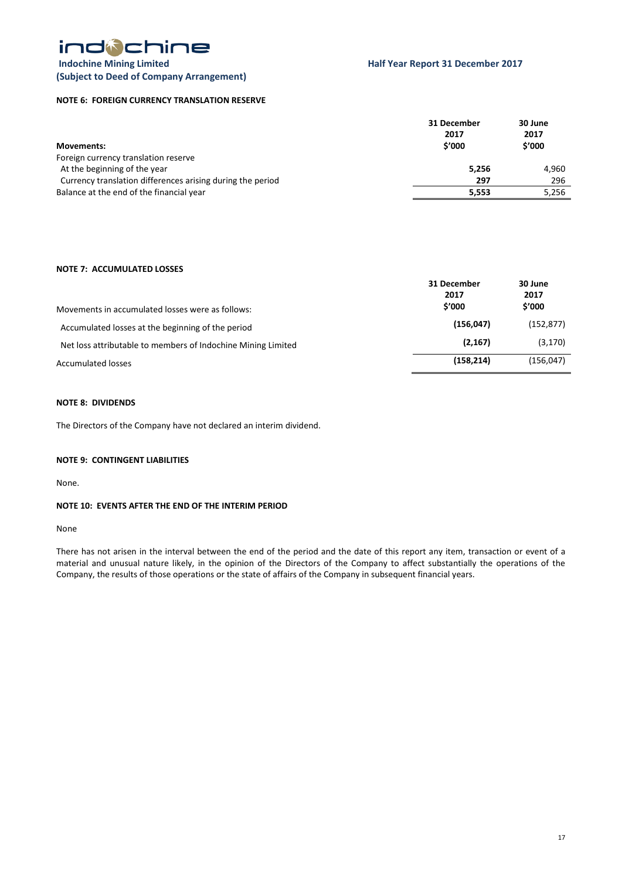**NOTE 6: FOREIGN CURRENCY TRANSLATION RESERVE**

| Movements: | 31 December 2017 $'000 | 30 June 2017 $'000 |
|---|---|---|
| Foreign currency translation reserve | | |
| At the beginning of the year | **5,256** | 4,960 |
| Currency translation differences arising during the period | **297** | 296 |
| Balance at the end of the financial year | **5,553** | 5,256 |

**NOTE 7: ACCUMULATED LOSSES**

| Movements in accumulated losses were as follows: | 31 December 2017 $'000 | 30 June 2017 $'000 |
|---|---|---|
| Accumulated losses at the beginning of the period | **(156,047)** | (152,877) |
| Net loss attributable to members of Indochine Mining Limited | **(2,167)** | (3,170) |
| Accumulated losses | **(158,214)** | (156,047) |

**NOTE 8: DIVIDENDS**

The Directors of the Company have not declared an interim dividend.

**NOTE 9: CONTINGENT LIABILITIES**

None.

**NOTE 10: EVENTS AFTER THE END OF THE INTERIM PERIOD**

None

There has not arisen in the interval between the end of the period and the date of this report any item, transaction or event of a material and unusual nature likely, in the opinion of the Directors of the Company to affect substantially the operations of the Company, the results of those operations or the state of affairs of the Company in subsequent financial years.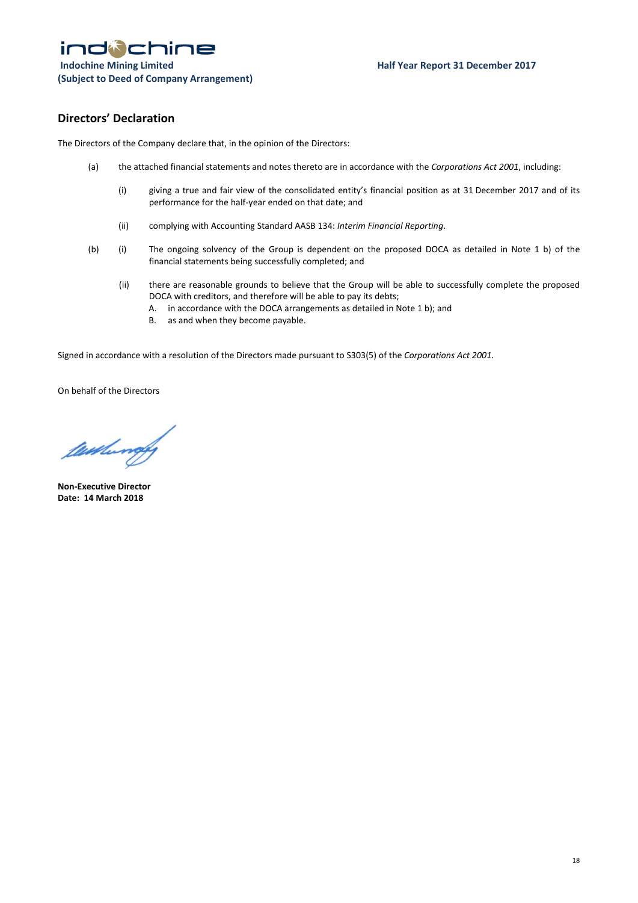# Directors' Declaration

The Directors of the Company declare that, in the opinion of the Directors:

(a) the attached financial statements and notes thereto are in accordance with the *Corporations Act 2001*, including:

  (i) giving a true and fair view of the consolidated entity's financial position as at 31 December 2017 and of its performance for the half-year ended on that date; and

  (ii) complying with Accounting Standard AASB 134: *Interim Financial Reporting*.

(b) (i) The ongoing solvency of the Group is dependent on the proposed DOCA as detailed in Note 1 b) of the financial statements being successfully completed; and

  (ii) there are reasonable grounds to believe that the Group will be able to successfully complete the proposed DOCA with creditors, and therefore will be able to pay its debts;
    A. in accordance with the DOCA arrangements as detailed in Note 1 b); and
    B. as and when they become payable.

Signed in accordance with a resolution of the Directors made pursuant to S303(5) of the *Corporations Act 2001*.

On behalf of the Directors

**Non-Executive Director**
**Date: 14 March 2018**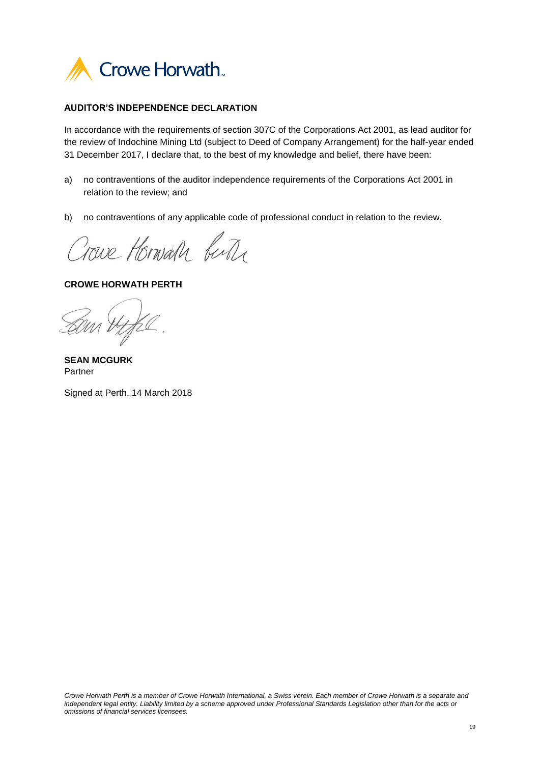Crowe Horwath

**AUDITOR'S INDEPENDENCE DECLARATION**

In accordance with the requirements of section 307C of the Corporations Act 2001, as lead auditor for the review of Indochine Mining Ltd (subject to Deed of Company Arrangement) for the half-year ended 31 December 2017, I declare that, to the best of my knowledge and belief, there have been:

a) no contraventions of the auditor independence requirements of the Corporations Act 2001 in relation to the review; and

b) no contraventions of any applicable code of professional conduct in relation to the review.

Crowe Horwath Perth

**CROWE HORWATH PERTH**

**SEAN MCGURK**
Partner

Signed at Perth, 14 March 2018

*Crowe Horwath Perth is a member of Crowe Horwath International, a Swiss verein. Each member of Crowe Horwath is a separate and independent legal entity. Liability limited by a scheme approved under Professional Standards Legislation other than for the acts or omissions of financial services licensees.*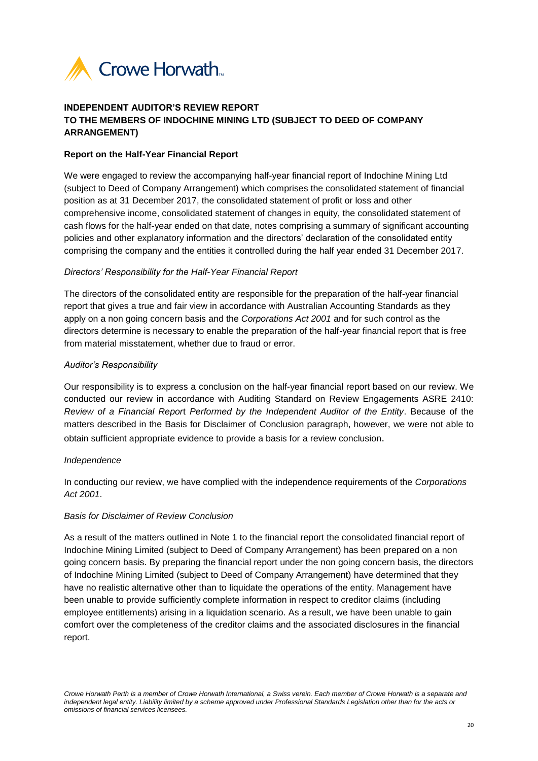Crowe Horwath

**INDEPENDENT AUDITOR'S REVIEW REPORT**
**TO THE MEMBERS OF INDOCHINE MINING LTD (SUBJECT TO DEED OF COMPANY ARRANGEMENT)**

**Report on the Half-Year Financial Report**

We were engaged to review the accompanying half-year financial report of Indochine Mining Ltd (subject to Deed of Company Arrangement) which comprises the consolidated statement of financial position as at 31 December 2017, the consolidated statement of profit or loss and other comprehensive income, consolidated statement of changes in equity, the consolidated statement of cash flows for the half-year ended on that date, notes comprising a summary of significant accounting policies and other explanatory information and the directors' declaration of the consolidated entity comprising the company and the entities it controlled during the half year ended 31 December 2017.

*Directors' Responsibility for the Half-Year Financial Report*

The directors of the consolidated entity are responsible for the preparation of the half-year financial report that gives a true and fair view in accordance with Australian Accounting Standards as they apply on a non going concern basis and the *Corporations Act 2001* and for such control as the directors determine is necessary to enable the preparation of the half-year financial report that is free from material misstatement, whether due to fraud or error.

*Auditor's Responsibility*

Our responsibility is to express a conclusion on the half-year financial report based on our review. We conducted our review in accordance with Auditing Standard on Review Engagements ASRE 2410: *Review of a Financial Report Performed by the Independent Auditor of the Entity*. Because of the matters described in the Basis for Disclaimer of Conclusion paragraph, however, we were not able to obtain sufficient appropriate evidence to provide a basis for a review conclusion.

*Independence*

In conducting our review, we have complied with the independence requirements of the *Corporations Act 2001*.

*Basis for Disclaimer of Review Conclusion*

As a result of the matters outlined in Note 1 to the financial report the consolidated financial report of Indochine Mining Limited (subject to Deed of Company Arrangement) has been prepared on a non going concern basis. By preparing the financial report under the non going concern basis, the directors of Indochine Mining Limited (subject to Deed of Company Arrangement) have determined that they have no realistic alternative other than to liquidate the operations of the entity. Management have been unable to provide sufficiently complete information in respect to creditor claims (including employee entitlements) arising in a liquidation scenario. As a result, we have been unable to gain comfort over the completeness of the creditor claims and the associated disclosures in the financial report.

*Crowe Horwath Perth is a member of Crowe Horwath International, a Swiss verein. Each member of Crowe Horwath is a separate and independent legal entity. Liability limited by a scheme approved under Professional Standards Legislation other than for the acts or omissions of financial services licensees.*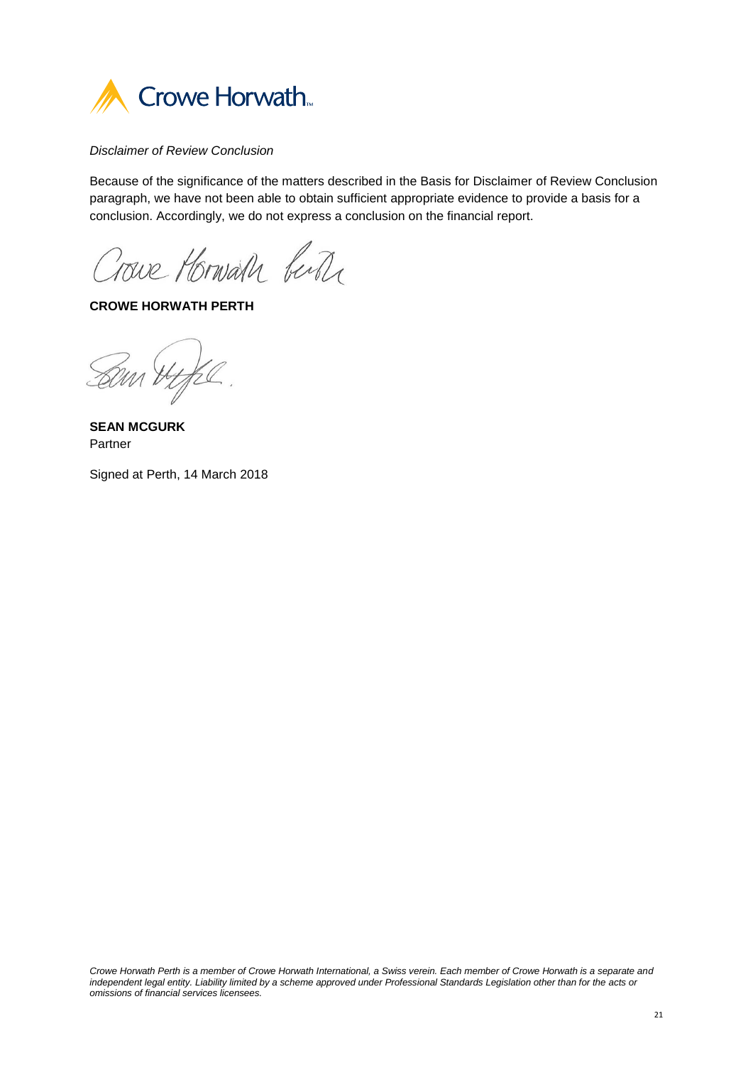Crowe Horwath™

*Disclaimer of Review Conclusion*

Because of the significance of the matters described in the Basis for Disclaimer of Review Conclusion paragraph, we have not been able to obtain sufficient appropriate evidence to provide a basis for a conclusion. Accordingly, we do not express a conclusion on the financial report.

**CROWE HORWATH PERTH**

**SEAN MCGURK**
Partner

Signed at Perth, 14 March 2018

*Crowe Horwath Perth is a member of Crowe Horwath International, a Swiss verein. Each member of Crowe Horwath is a separate and independent legal entity. Liability limited by a scheme approved under Professional Standards Legislation other than for the acts or omissions of financial services licensees.*